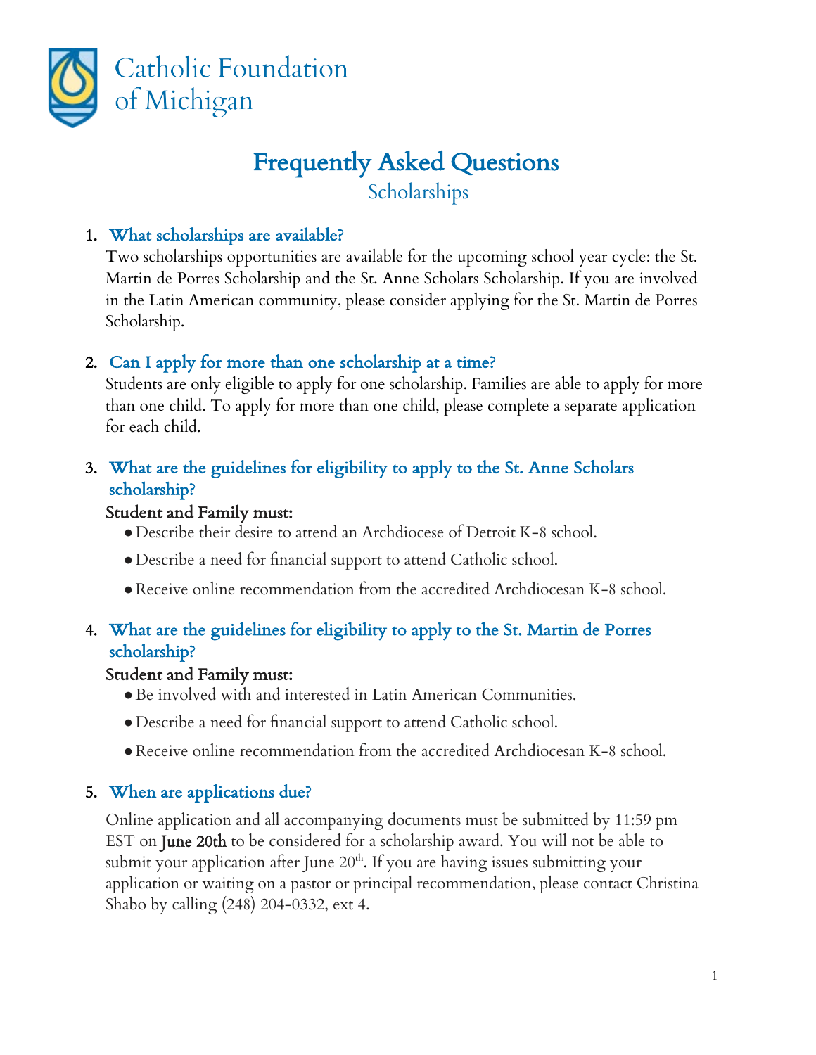Catholic Foundation of Michigan

# Frequently Asked Questions

## Scholarships

1. **What scholarships are available?**
   Two scholarships opportunities are available for the upcoming school year cycle: the St. Martin de Porres Scholarship and the St. Anne Scholars Scholarship. If you are involved in the Latin American community, please consider applying for the St. Martin de Porres Scholarship.

2. **Can I apply for more than one scholarship at a time?**
   Students are only eligible to apply for one scholarship. Families are able to apply for more than one child. To apply for more than one child, please complete a separate application for each child.

3. **What are the guidelines for eligibility to apply to the St. Anne Scholars scholarship?**
   **Student and Family must:**
   - Describe their desire to attend an Archdiocese of Detroit K-8 school.
   - Describe a need for financial support to attend Catholic school.
   - Receive online recommendation from the accredited Archdiocesan K-8 school.

4. **What are the guidelines for eligibility to apply to the St. Martin de Porres scholarship?**
   **Student and Family must:**
   - Be involved with and interested in Latin American Communities.
   - Describe a need for financial support to attend Catholic school.
   - Receive online recommendation from the accredited Archdiocesan K-8 school.

5. **When are applications due?**
   Online application and all accompanying documents must be submitted by 11:59 pm EST on **June 20th** to be considered for a scholarship award. You will not be able to submit your application after June 20th. If you are having issues submitting your application or waiting on a pastor or principal recommendation, please contact Christina Shabo by calling (248) 204-0332, ext 4.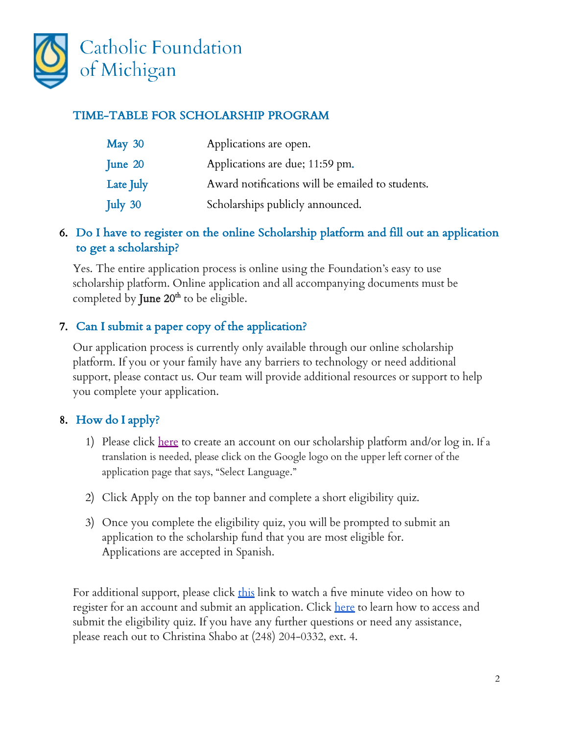Catholic Foundation of Michigan

## TIME-TABLE FOR SCHOLARSHIP PROGRAM

| | |
|---|---|
| May 30 | Applications are open. |
| June 20 | Applications are due; 11:59 pm. |
| Late July | Award notifications will be emailed to students. |
| July 30 | Scholarships publicly announced. |

### 6. Do I have to register on the online Scholarship platform and fill out an application to get a scholarship?

Yes. The entire application process is online using the Foundation's easy to use scholarship platform. Online application and all accompanying documents must be completed by **June 20th** to be eligible.

### 7. Can I submit a paper copy of the application?

Our application process is currently only available through our online scholarship platform. If you or your family have any barriers to technology or need additional support, please contact us. Our team will provide additional resources or support to help you complete your application.

### 8. How do I apply?

1) Please click here to create an account on our scholarship platform and/or log in. If a translation is needed, please click on the Google logo on the upper left corner of the application page that says, "Select Language."

2) Click Apply on the top banner and complete a short eligibility quiz.

3) Once you complete the eligibility quiz, you will be prompted to submit an application to the scholarship fund that you are most eligible for. Applications are accepted in Spanish.

For additional support, please click this link to watch a five minute video on how to register for an account and submit an application. Click here to learn how to access and submit the eligibility quiz. If you have any further questions or need any assistance, please reach out to Christina Shabo at (248) 204-0332, ext. 4.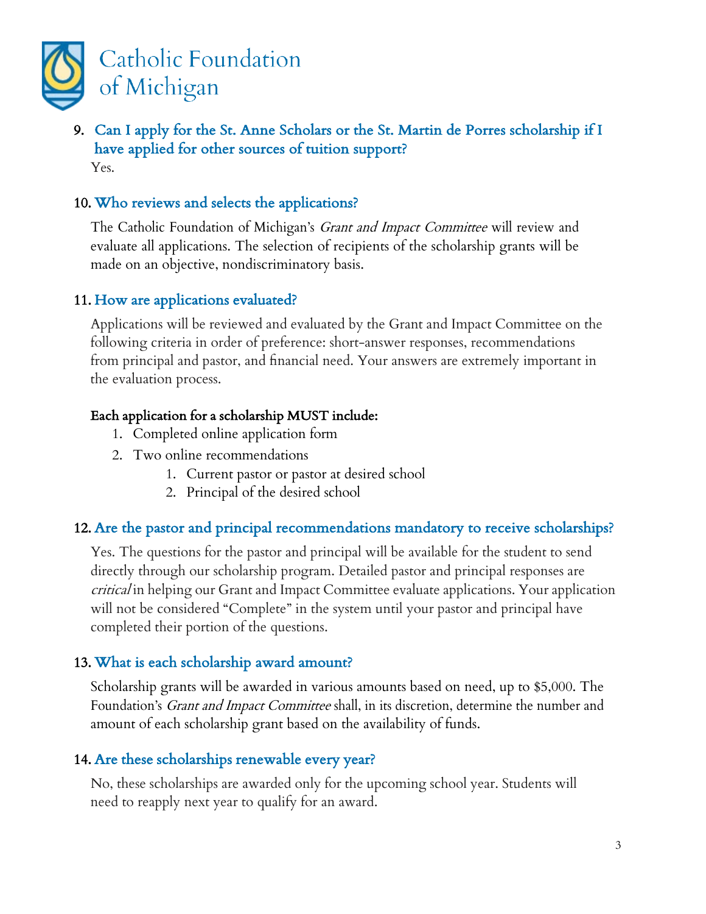Catholic Foundation of Michigan

9. **Can I apply for the St. Anne Scholars or the St. Martin de Porres scholarship if I have applied for other sources of tuition support?**

Yes.

10. **Who reviews and selects the applications?**

The Catholic Foundation of Michigan's *Grant and Impact Committee* will review and evaluate all applications. The selection of recipients of the scholarship grants will be made on an objective, nondiscriminatory basis.

11. **How are applications evaluated?**

Applications will be reviewed and evaluated by the Grant and Impact Committee on the following criteria in order of preference: short-answer responses, recommendations from principal and pastor, and financial need. Your answers are extremely important in the evaluation process.

**Each application for a scholarship MUST include:**

1. Completed online application form
2. Two online recommendations
    1. Current pastor or pastor at desired school
    2. Principal of the desired school

12. **Are the pastor and principal recommendations mandatory to receive scholarships?**

Yes. The questions for the pastor and principal will be available for the student to send directly through our scholarship program. Detailed pastor and principal responses are *critical* in helping our Grant and Impact Committee evaluate applications. Your application will not be considered "Complete" in the system until your pastor and principal have completed their portion of the questions.

13. **What is each scholarship award amount?**

Scholarship grants will be awarded in various amounts based on need, up to $5,000. The Foundation's *Grant and Impact Committee* shall, in its discretion, determine the number and amount of each scholarship grant based on the availability of funds.

14. **Are these scholarships renewable every year?**

No, these scholarships are awarded only for the upcoming school year. Students will need to reapply next year to qualify for an award.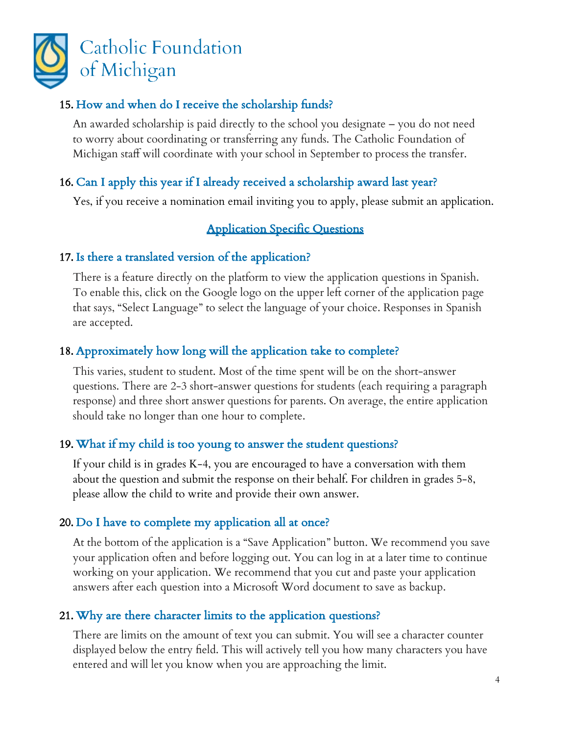Catholic Foundation of Michigan

### 15. How and when do I receive the scholarship funds?

An awarded scholarship is paid directly to the school you designate – you do not need to worry about coordinating or transferring any funds. The Catholic Foundation of Michigan staff will coordinate with your school in September to process the transfer.

### 16. Can I apply this year if I already received a scholarship award last year?

Yes, if you receive a nomination email inviting you to apply, please submit an application.

## Application Specific Questions

### 17. Is there a translated version of the application?

There is a feature directly on the platform to view the application questions in Spanish. To enable this, click on the Google logo on the upper left corner of the application page that says, "Select Language" to select the language of your choice. Responses in Spanish are accepted.

### 18. Approximately how long will the application take to complete?

This varies, student to student. Most of the time spent will be on the short-answer questions. There are 2-3 short-answer questions for students (each requiring a paragraph response) and three short answer questions for parents. On average, the entire application should take no longer than one hour to complete.

### 19. What if my child is too young to answer the student questions?

If your child is in grades K-4, you are encouraged to have a conversation with them about the question and submit the response on their behalf. For children in grades 5-8, please allow the child to write and provide their own answer.

### 20. Do I have to complete my application all at once?

At the bottom of the application is a "Save Application" button. We recommend you save your application often and before logging out. You can log in at a later time to continue working on your application. We recommend that you cut and paste your application answers after each question into a Microsoft Word document to save as backup.

### 21. Why are there character limits to the application questions?

There are limits on the amount of text you can submit. You will see a character counter displayed below the entry field. This will actively tell you how many characters you have entered and will let you know when you are approaching the limit.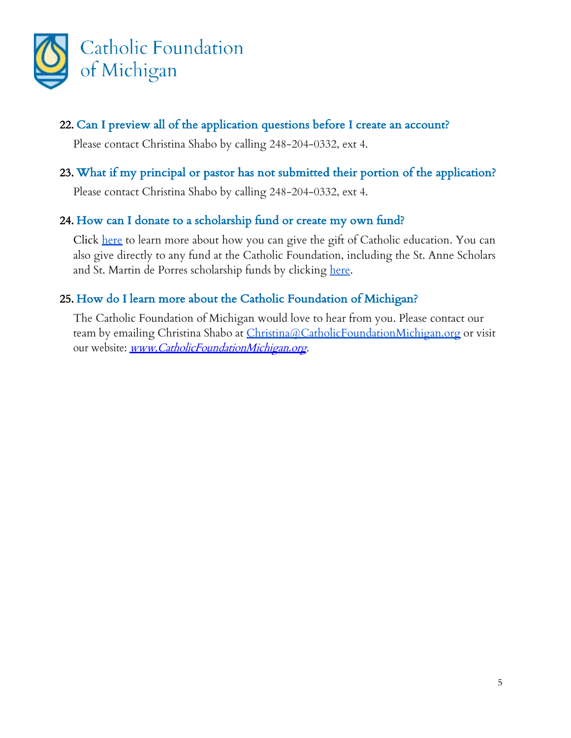Catholic Foundation of Michigan

22. **Can I preview all of the application questions before I create an account?**

Please contact Christina Shabo by calling 248-204-0332, ext 4.

23. **What if my principal or pastor has not submitted their portion of the application?**

Please contact Christina Shabo by calling 248-204-0332, ext 4.

24. **How can I donate to a scholarship fund or create my own fund?**

Click here to learn more about how you can give the gift of Catholic education. You can also give directly to any fund at the Catholic Foundation, including the St. Anne Scholars and St. Martin de Porres scholarship funds by clicking here.

25. **How do I learn more about the Catholic Foundation of Michigan?**

The Catholic Foundation of Michigan would love to hear from you. Please contact our team by emailing Christina Shabo at Christina@CatholicFoundationMichigan.org or visit our website: *www.CatholicFoundationMichigan.org*.